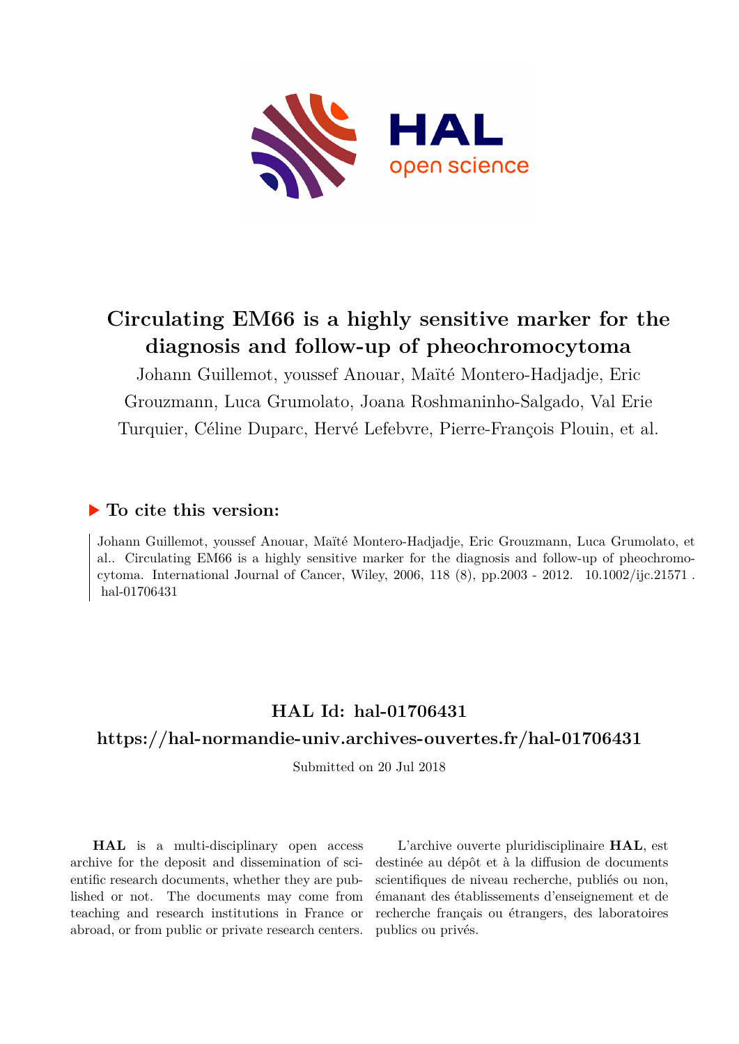# Circulating EM66 is a highly sensitive marker for the diagnosis and follow-up of pheochromocytoma

Johann Guillemot, youssef Anouar, Maïté Montero-Hadjadje, Eric Grouzmann, Luca Grumolato, Joana Roshmaninho-Salgado, Val Erie Turquier, Céline Duparc, Hervé Lefebvre, Pierre-François Plouin, et al.

## ▶ To cite this version:

Johann Guillemot, youssef Anouar, Maïté Montero-Hadjadje, Eric Grouzmann, Luca Grumolato, et al.. Circulating EM66 is a highly sensitive marker for the diagnosis and follow-up of pheochromocytoma. International Journal of Cancer, Wiley, 2006, 118 (8), pp.2003 - 2012. 10.1002/ijc.21571 . hal-01706431

## HAL Id: hal-01706431

## https://hal-normandie-univ.archives-ouvertes.fr/hal-01706431

Submitted on 20 Jul 2018

**HAL** is a multi-disciplinary open access archive for the deposit and dissemination of scientific research documents, whether they are published or not. The documents may come from teaching and research institutions in France or abroad, or from public or private research centers.

L'archive ouverte pluridisciplinaire **HAL**, est destinée au dépôt et à la diffusion de documents scientifiques de niveau recherche, publiés ou non, émanant des établissements d'enseignement et de recherche français ou étrangers, des laboratoires publics ou privés.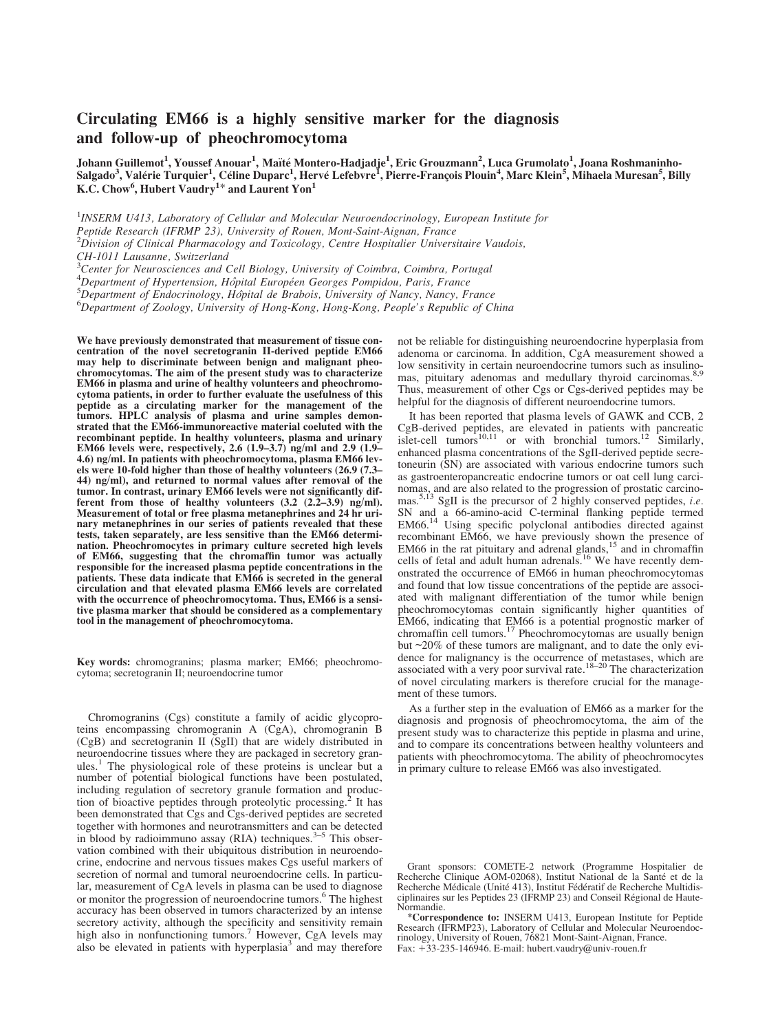# Circulating EM66 is a highly sensitive marker for the diagnosis and follow-up of pheochromocytoma

Johann Guillemot[1], Youssef Anouar[1], Maïté Montero-Hadjadje[1], Eric Grouzmann[2], Luca Grumolato[1], Joana Roshmaninho-Salgado[3], Valérie Turquier[1], Céline Duparc[1], Hervé Lefebvre[1], Pierre-François Plouin[4], Marc Klein[5], Mihaela Muresan[5], Billy K.C. Chow[6], Hubert Vaudry[1]* and Laurent Yon[1]

[1]*INSERM U413, Laboratory of Cellular and Molecular Neuroendocrinology, European Institute for Peptide Research (IFRMP 23), University of Rouen, Mont-Saint-Aignan, France*
[2]*Division of Clinical Pharmacology and Toxicology, Centre Hospitalier Universitaire Vaudois, CH-1011 Lausanne, Switzerland*
[3]*Center for Neurosciences and Cell Biology, University of Coimbra, Coimbra, Portugal*
[4]*Department of Hypertension, Hôpital Européen Georges Pompidou, Paris, France*
[5]*Department of Endocrinology, Hôpital de Brabois, University of Nancy, Nancy, France*
[6]*Department of Zoology, University of Hong-Kong, Hong-Kong, People's Republic of China*

**We have previously demonstrated that measurement of tissue concentration of the novel secretogranin II-derived peptide EM66 may help to discriminate between benign and malignant pheochromocytomas. The aim of the present study was to characterize EM66 in plasma and urine of healthy volunteers and pheochromocytoma patients, in order to further evaluate the usefulness of this peptide as a circulating marker for the management of the tumors. HPLC analysis of plasma and urine samples demonstrated that the EM66-immunoreactive material coeluted with the recombinant peptide. In healthy volunteers, plasma and urinary EM66 levels were, respectively, 2.6 (1.9–3.7) ng/ml and 2.9 (1.9–4.6) ng/ml. In patients with pheochromocytoma, plasma EM66 levels were 10-fold higher than those of healthy volunteers (26.9 (7.3–44) ng/ml), and returned to normal values after removal of the tumor. In contrast, urinary EM66 levels were not significantly different from those of healthy volunteers (3.2 (2.2–3.9) ng/ml). Measurement of total or free plasma metanephrines and 24 hr urinary metanephrines in our series of patients revealed that these tests, taken separately, are less sensitive than the EM66 determination. Pheochromocytes in primary culture secreted high levels of EM66, suggesting that the chromaffin tumor was actually responsible for the increased plasma peptide concentrations in the patients. These data indicate that EM66 is secreted in the general circulation and that elevated plasma EM66 levels are correlated with the occurrence of pheochromocytoma. Thus, EM66 is a sensitive plasma marker that should be considered as a complementary tool in the management of pheochromocytoma.**

**Key words:** chromogranins; plasma marker; EM66; pheochromocytoma; secretogranin II; neuroendocrine tumor

Chromogranins (Cgs) constitute a family of acidic glycoproteins encompassing chromogranin A (CgA), chromogranin B (CgB) and secretogranin II (SgII) that are widely distributed in neuroendocrine tissues where they are packaged in secretory granules.[1] The physiological role of these proteins is unclear but a number of potential biological functions have been postulated, including regulation of secretory granule formation and production of bioactive peptides through proteolytic processing.[2] It has been demonstrated that Cgs and Cgs-derived peptides are secreted together with hormones and neurotransmitters and can be detected in blood by radioimmuno assay (RIA) techniques.[3–5] This observation combined with their ubiquitous distribution in neuroendocrine, endocrine and nervous tissues makes Cgs useful markers of secretion of normal and tumoral neuroendocrine cells. In particular, measurement of CgA levels in plasma can be used to diagnose or monitor the progression of neuroendocrine tumors.[6] The highest accuracy has been observed in tumors characterized by an intense secretory activity, although the specificity and sensitivity remain high also in nonfunctioning tumors.[7] However, CgA levels may also be elevated in patients with hyperplasia[3] and may therefore not be reliable for distinguishing neuroendocrine hyperplasia from adenoma or carcinoma. In addition, CgA measurement showed a low sensitivity in certain neuroendocrine tumors such as insulinomas, pituitary adenomas and medullary thyroid carcinomas.[8,9] Thus, measurement of other Cgs or Cgs-derived peptides may be helpful for the diagnosis of different neuroendocrine tumors.

It has been reported that plasma levels of GAWK and CCB, 2 CgB-derived peptides, are elevated in patients with pancreatic islet-cell tumors[10,11] or with bronchial tumors.[12] Similarly, enhanced plasma concentrations of the SgII-derived peptide secretoneurin (SN) are associated with various endocrine tumors such as gastroenteropancreatic endocrine tumors or oat cell lung carcinomas, and are also related to the progression of prostatic carcinomas.[5,13] SgII is the precursor of 2 highly conserved peptides, *i.e.* SN and a 66-amino-acid C-terminal flanking peptide termed EM66.[14] Using specific polyclonal antibodies directed against recombinant EM66, we have previously shown the presence of EM66 in the rat pituitary and adrenal glands,[15] and in chromaffin cells of fetal and adult human adrenals.[16] We have recently demonstrated the occurrence of EM66 in human pheochromocytomas and found that low tissue concentrations of the peptide are associated with malignant differentiation of the tumor while benign pheochromocytomas contain significantly higher quantities of EM66, indicating that EM66 is a potential prognostic marker of chromaffin cell tumors.[17] Pheochromocytomas are usually benign but ~20% of these tumors are malignant, and to date the only evidence for malignancy is the occurrence of metastases, which are associated with a very poor survival rate.[18–20] The characterization of novel circulating markers is therefore crucial for the management of these tumors.

As a further step in the evaluation of EM66 as a marker for the diagnosis and prognosis of pheochromocytoma, the aim of the present study was to characterize this peptide in plasma and urine, and to compare its concentrations between healthy volunteers and patients with pheochromocytoma. The ability of pheochromocytes in primary culture to release EM66 was also investigated.

Grant sponsors: COMETE-2 network (Programme Hospitalier de Recherche Clinique AOM-02068), Institut National de la Santé et de la Recherche Médicale (Unité 413), Institut Fédératif de Recherche Multidisciplinaires sur les Peptides 23 (IFRMP 23) and Conseil Régional de Haute-Normandie.

*__Correspondence to:__ INSERM U413, European Institute for Peptide Research (IFRMP23), Laboratory of Cellular and Molecular Neuroendocrinology, University of Rouen, 76821 Mont-Saint-Aignan, France. Fax: +33-235-146946. E-mail: hubert.vaudry@univ-rouen.fr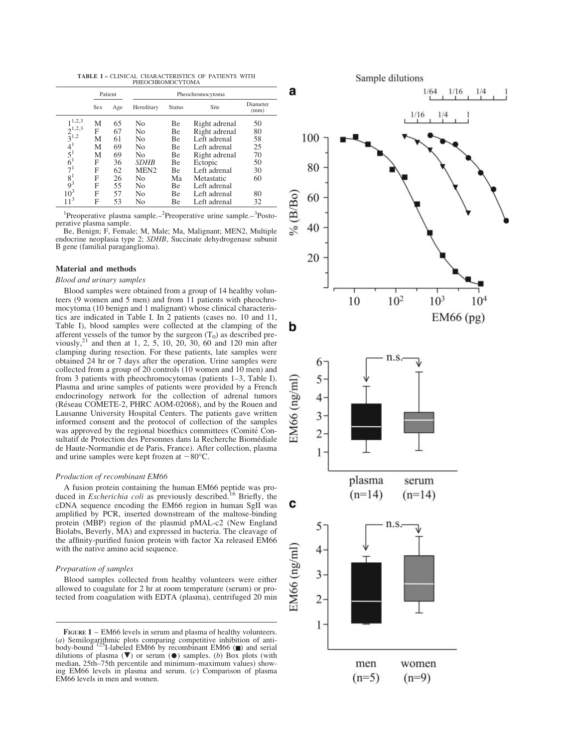**TABLE I** – CLINICAL CHARACTERISTICS OF PATIENTS WITH PHEOCHROMOCYTOMA

| | Patient | | Pheochromocytoma | | | |
|---|---|---|---|---|---|---|
| | Sex | Age | Hereditary | Status | Site | Diameter (mm) |
| 1[1,2,3] | M | 65 | No | Be | Right adrenal | 50 |
| 2[1,2,3] | F | 67 | No | Be | Right adrenal | 80 |
| 3[1,2] | M | 61 | No | Be | Left adrenal | 58 |
| 4[1] | M | 69 | No | Be | Left adrenal | 25 |
| 5[1] | M | 69 | No | Be | Right adrenal | 70 |
| 6[1] | F | 36 | *SDHB* | Be | Ectopic | 50 |
| 7[1] | F | 62 | MEN2 | Be | Left adrenal | 30 |
| 8[1] | F | 26 | No | Ma | Metastatic | 60 |
| 9[3] | F | 55 | No | Be | Left adrenal | |
| 10[3] | F | 57 | No | Be | Left adrenal | 80 |
| 11[3] | F | 53 | No | Be | Left adrenal | 32 |

[1]Preoperative plasma sample.–[2]Preoperative urine sample.–[3]Postoperative plasma sample.

Be, Benign; F, Female; M, Male; Ma, Malignant; MEN2, Multiple endocrine neoplasia type 2; *SDHB*, Succinate dehydrogenase subunit B gene (familial paraganglioma).

## Material and methods

### Blood and urinary samples

Blood samples were obtained from a group of 14 healthy volunteers (9 women and 5 men) and from 11 patients with pheochromocytoma (10 benign and 1 malignant) whose clinical characteristics are indicated in Table I. In 2 patients (cases no. 10 and 11, Table I), blood samples were collected at the clamping of the afferent vessels of the tumor by the surgeon ($T_0$) as described previously,[21] and then at 1, 2, 5, 10, 20, 30, 60 and 120 min after clamping during resection. For these patients, late samples were obtained 24 hr or 7 days after the operation. Urine samples were collected from a group of 20 controls (10 women and 10 men) and from 3 patients with pheochromocytomas (patients 1–3, Table I). Plasma and urine samples of patients were provided by a French endocrinology network for the collection of adrenal tumors (Réseau COMETE-2, PHRC AOM-02068), and by the Rouen and Lausanne University Hospital Centers. The patients gave written informed consent and the protocol of collection of the samples was approved by the regional bioethics committees (Comité Consultatif de Protection des Personnes dans la Recherche Biomédiale de Haute-Normandie et de Paris, France). After collection, plasma and urine samples were kept frozen at −80°C.

### Production of recombinant EM66

A fusion protein containing the human EM66 peptide was produced in *Escherichia coli* as previously described.[16] Briefly, the cDNA sequence encoding the EM66 region in human SgII was amplified by PCR, inserted downstream of the maltose-binding protein (MBP) region of the plasmid pMAL-c2 (New England Biolabs, Beverly, MA) and expressed in bacteria. The cleavage of the affinity-purified fusion protein with factor Xa released EM66 with the native amino acid sequence.

### Preparation of samples

Blood samples collected from healthy volunteers were either allowed to coagulate for 2 hr at room temperature (serum) or protected from coagulation with EDTA (plasma), centrifuged 20 min

**FIGURE 1** – EM66 levels in serum and plasma of healthy volunteers. (*a*) Semilogarithmic plots comparing competitive inhibition of antibody-bound $^{125}$I-labeled EM66 by recombinant EM66 (■) and serial dilutions of plasma (▼) or serum (●) samples. (*b*) Box plots (with median, 25th–75th percentile and minimum–maximum values) showing EM66 levels in plasma and serum. (*c*) Comparison of plasma EM66 levels in men and women.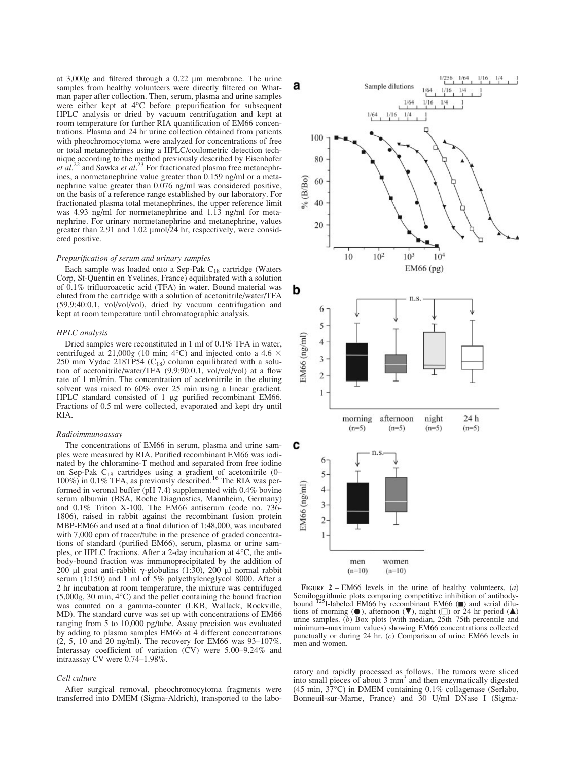at 3,000$g$ and filtered through a 0.22 μm membrane. The urine samples from healthy volunteers were directly filtered on Whatman paper after collection. Then, serum, plasma and urine samples were either kept at 4°C before prepurification for subsequent HPLC analysis or dried by vacuum centrifugation and kept at room temperature for further RIA quantification of EM66 concentrations. Plasma and 24 hr urine collection obtained from patients with pheochromocytoma were analyzed for concentrations of free or total metanephrines using a HPLC/coulometric detection technique according to the method previously described by Eisenhofer *et al.*[22] and Sawka *et al.*[23] For fractionated plasma free metanephrines, a normetanephrine value greater than 0.159 ng/ml or a metanephrine value greater than 0.076 ng/ml was considered positive, on the basis of a reference range established by our laboratory. For fractionated plasma total metanephrines, the upper reference limit was 4.93 ng/ml for normetanephrine and 1.13 ng/ml for metanephrine. For urinary normetanephrine and metanephrine, values greater than 2.91 and 1.02 μmol/24 hr, respectively, were considered positive.

### *Prepurification of serum and urinary samples*

Each sample was loaded onto a Sep-Pak $C_{18}$ cartridge (Waters Corp, St-Quentin en Yvelines, France) equilibrated with a solution of 0.1% trifluoroacetic acid (TFA) in water. Bound material was eluted from the cartridge with a solution of acetonitrile/water/TFA (59.9:40:0.1, vol/vol/vol), dried by vacuum centrifugation and kept at room temperature until chromatographic analysis.

### *HPLC analysis*

Dried samples were reconstituted in 1 ml of 0.1% TFA in water, centrifuged at 21,000$g$ (10 min; 4°C) and injected onto a 4.6 × 250 mm Vydac 218TP54 ($C_{18}$) column equilibrated with a solution of acetonitrile/water/TFA (9.9:90:0.1, vol/vol/vol) at a flow rate of 1 ml/min. The concentration of acetonitrile in the eluting solvent was raised to 60% over 25 min using a linear gradient. HPLC standard consisted of 1 μg purified recombinant EM66. Fractions of 0.5 ml were collected, evaporated and kept dry until RIA.

### *Radioimmunoassay*

The concentrations of EM66 in serum, plasma and urine samples were measured by RIA. Purified recombinant EM66 was iodinated by the chloramine-T method and separated from free iodine on Sep-Pak $C_{18}$ cartridges using a gradient of acetonitrile (0–100%) in 0.1% TFA, as previously described.[16] The RIA was performed in veronal buffer (pH 7.4) supplemented with 0.4% bovine serum albumin (BSA, Roche Diagnostics, Mannheim, Germany) and 0.1% Triton X-100. The EM66 antiserum (code no. 736-1806), raised in rabbit against the recombinant fusion protein MBP-EM66 and used at a final dilution of 1:48,000, was incubated with 7,000 cpm of tracer/tube in the presence of graded concentrations of standard (purified EM66), serum, plasma or urine samples, or HPLC fractions. After a 2-day incubation at 4°C, the antibody-bound fraction was immunoprecipitated by the addition of 200 μl goat anti-rabbit γ-globulins (1:30), 200 μl normal rabbit serum (1:150) and 1 ml of 5% polyethyleneglycol 8000. After a 2 hr incubation at room temperature, the mixture was centrifuged (5,000$g$, 30 min, 4°C) and the pellet containing the bound fraction was counted on a gamma-counter (LKB, Wallack, Rockville, MD). The standard curve was set up with concentrations of EM66 ranging from 5 to 10,000 pg/tube. Assay precision was evaluated by adding to plasma samples EM66 at 4 different concentrations (2, 5, 10 and 20 ng/ml). The recovery for EM66 was 93–107%. Interassay coefficient of variation (CV) were 5.00–9.24% and intraassay CV were 0.74–1.98%.

### *Cell culture*

After surgical removal, pheochromocytoma fragments were transferred into DMEM (Sigma-Aldrich), transported to the laboratory and rapidly processed as follows. The tumors were sliced into small pieces of about 3 mm³ and then enzymatically digested (45 min, 37°C) in DMEM containing 0.1% collagenase (Serlabo, Bonneuil-sur-Marne, France) and 30 U/ml DNase I (Sigma-

**FIGURE 2** – EM66 levels in the urine of healthy volunteers. (*a*) Semilogarithmic plots comparing competitive inhibition of antibody-bound $^{125}$I-labeled EM66 by recombinant EM66 (■) and serial dilutions of morning (●), afternoon (▼), night (□) or 24 hr period (▲) urine samples. (*b*) Box plots (with median, 25th–75th percentile and minimum–maximum values) showing EM66 concentrations collected punctually or during 24 hr. (*c*) Comparison of urine EM66 levels in men and women.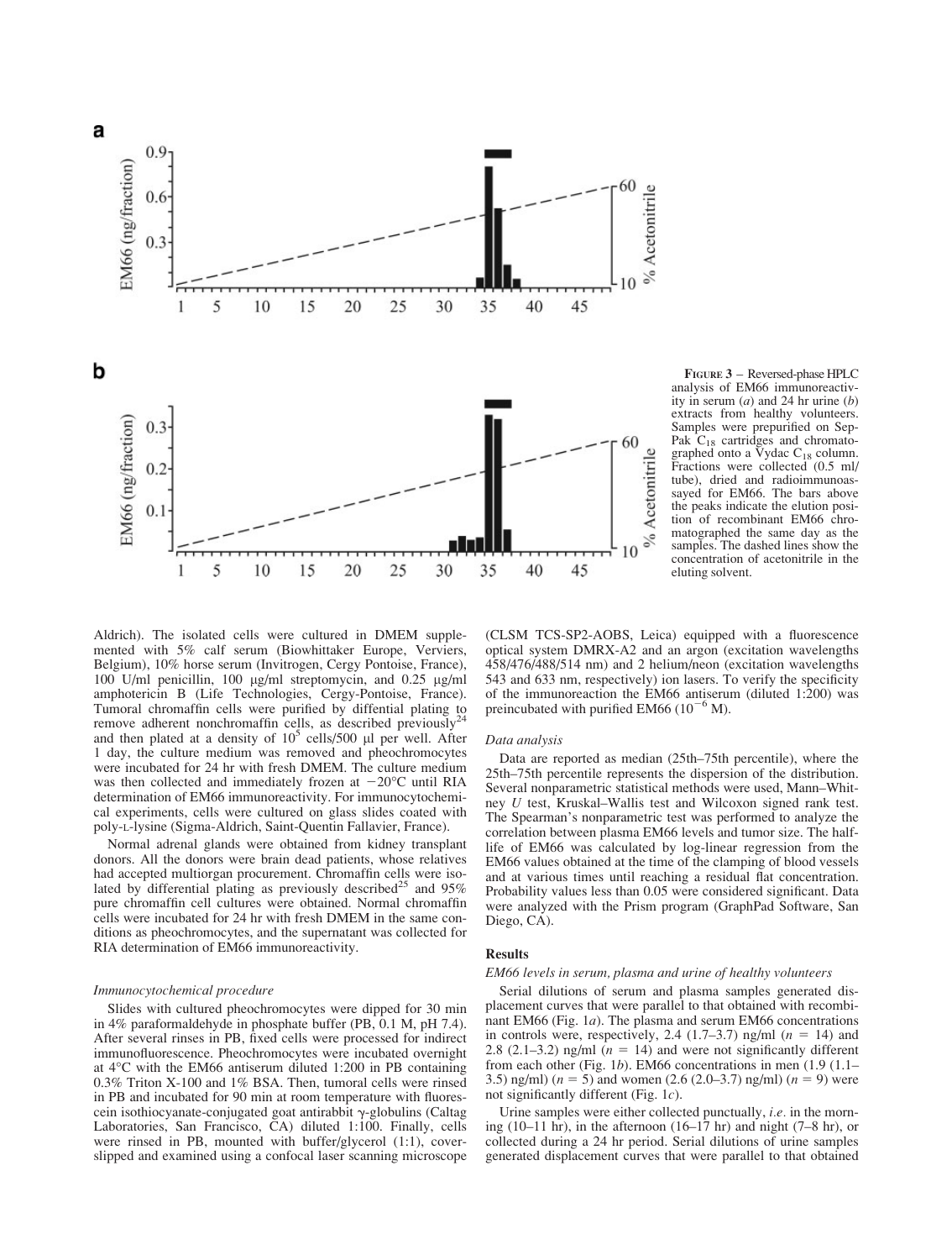FIGURE 3 – Reversed-phase HPLC analysis of EM66 immunoreactivity in serum (*a*) and 24 hr urine (*b*) extracts from healthy volunteers. Samples were prepurified on Sep-Pak $C_{18}$ cartridges and chromatographed onto a Vydac $C_{18}$ column. Fractions were collected (0.5 ml/tube), dried and radioimmunoassayed for EM66. The bars above the peaks indicate the elution position of recombinant EM66 chromatographed the same day as the samples. The dashed lines show the concentration of acetonitrile in the eluting solvent.

Aldrich). The isolated cells were cultured in DMEM supplemented with 5% calf serum (Biowhittaker Europe, Verviers, Belgium), 10% horse serum (Invitrogen, Cergy Pontoise, France), 100 U/ml penicillin, 100 μg/ml streptomycin, and 0.25 μg/ml amphotericin B (Life Technologies, Cergy-Pontoise, France). Tumoral chromaffin cells were purified by diffential plating to remove adherent nonchromaffin cells, as described previously[24] and then plated at a density of $10^5$ cells/500 μl per well. After 1 day, the culture medium was removed and pheochromocytes were incubated for 24 hr with fresh DMEM. The culture medium was then collected and immediately frozen at −20°C until RIA determination of EM66 immunoreactivity. For immunocytochemical experiments, cells were cultured on glass slides coated with poly-L-lysine (Sigma-Aldrich, Saint-Quentin Fallavier, France).

Normal adrenal glands were obtained from kidney transplant donors. All the donors were brain dead patients, whose relatives had accepted multiorgan procurement. Chromaffin cells were isolated by differential plating as previously described[25] and 95% pure chromaffin cell cultures were obtained. Normal chromaffin cells were incubated for 24 hr with fresh DMEM in the same conditions as pheochromocytes, and the supernatant was collected for RIA determination of EM66 immunoreactivity.

### Immunocytochemical procedure

Slides with cultured pheochromocytes were dipped for 30 min in 4% paraformaldehyde in phosphate buffer (PB, 0.1 M, pH 7.4). After several rinses in PB, fixed cells were processed for indirect immunofluorescence. Pheochromocytes were incubated overnight at 4°C with the EM66 antiserum diluted 1:200 in PB containing 0.3% Triton X-100 and 1% BSA. Then, tumoral cells were rinsed in PB and incubated for 90 min at room temperature with fluorescein isothiocyanate-conjugated goat antirabbit γ-globulins (Caltag Laboratories, San Francisco, CA) diluted 1:100. Finally, cells were rinsed in PB, mounted with buffer/glycerol (1:1), coverslipped and examined using a confocal laser scanning microscope (CLSM TCS-SP2-AOBS, Leica) equipped with a fluorescence optical system DMRX-A2 and an argon (excitation wavelengths 458/476/488/514 nm) and 2 helium/neon (excitation wavelengths 543 and 633 nm, respectively) ion lasers. To verify the specificity of the immunoreaction the EM66 antiserum (diluted 1:200) was preincubated with purified EM66 ($10^{-6}$ M).

### Data analysis

Data are reported as median (25th–75th percentile), where the 25th–75th percentile represents the dispersion of the distribution. Several nonparametric statistical methods were used, Mann–Whitney *U* test, Kruskal–Wallis test and Wilcoxon signed rank test. The Spearman's nonparametric test was performed to analyze the correlation between plasma EM66 levels and tumor size. The half-life of EM66 was calculated by log-linear regression from the EM66 values obtained at the time of the clamping of blood vessels and at various times until reaching a residual flat concentration. Probability values less than 0.05 were considered significant. Data were analyzed with the Prism program (GraphPad Software, San Diego, CA).

## Results

### EM66 levels in serum, plasma and urine of healthy volunteers

Serial dilutions of serum and plasma samples generated displacement curves that were parallel to that obtained with recombinant EM66 (Fig. 1*a*). The plasma and serum EM66 concentrations in controls were, respectively, 2.4 (1.7–3.7) ng/ml ($n = 14$) and 2.8 (2.1–3.2) ng/ml ($n = 14$) and were not significantly different from each other (Fig. 1*b*). EM66 concentrations in men (1.9 (1.1–3.5) ng/ml) ($n = 5$) and women (2.6 (2.0–3.7) ng/ml) ($n = 9$) were not significantly different (Fig. 1*c*).

Urine samples were either collected punctually, *i.e*. in the morning (10–11 hr), in the afternoon (16–17 hr) and night (7–8 hr), or collected during a 24 hr period. Serial dilutions of urine samples generated displacement curves that were parallel to that obtained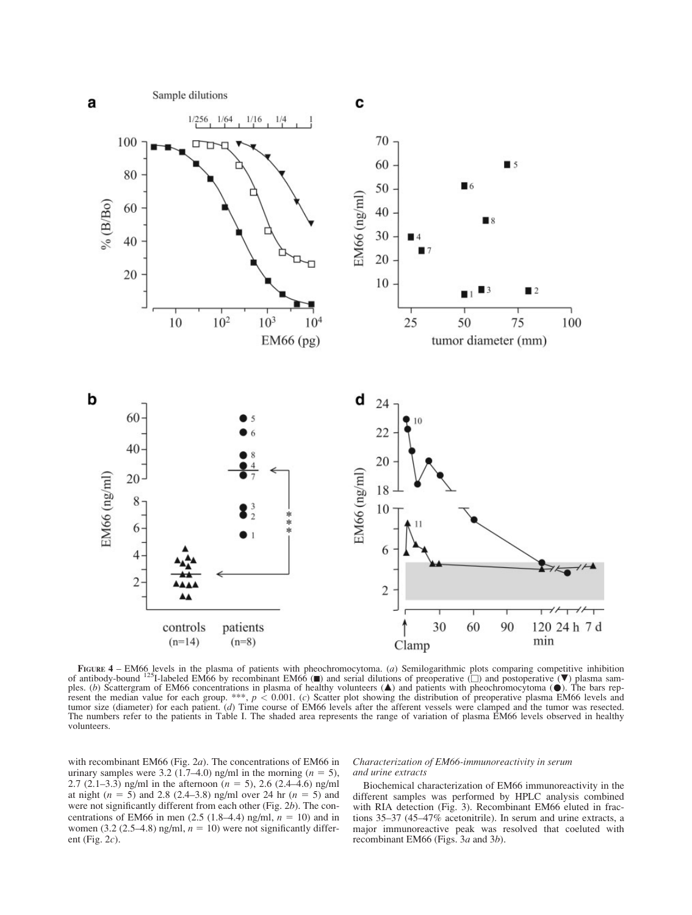**FIGURE 4** – EM66 levels in the plasma of patients with pheochromocytoma. (*a*) Semilogarithmic plots comparing competitive inhibition of antibody-bound [125]I-labeled EM66 by recombinant EM66 (■) and serial dilutions of preoperative (□) and postoperative (▼) plasma samples. (*b*) Scattergram of EM66 concentrations in plasma of healthy volunteers (▲) and patients with pheochromocytoma (●). The bars represent the median value for each group. ***, $p < 0.001$. (*c*) Scatter plot showing the distribution of preoperative plasma EM66 levels and tumor size (diameter) for each patient. (*d*) Time course of EM66 levels after the afferent vessels were clamped and the tumor was resected. The numbers refer to the patients in Table I. The shaded area represents the range of variation of plasma EM66 levels observed in healthy volunteers.

with recombinant EM66 (Fig. 2*a*). The concentrations of EM66 in urinary samples were 3.2 (1.7–4.0) ng/ml in the morning ($n = 5$), 2.7 (2.1–3.3) ng/ml in the afternoon ($n = 5$), 2.6 (2.4–4.6) ng/ml at night ($n = 5$) and 2.8 (2.4–3.8) ng/ml over 24 hr ($n = 5$) and were not significantly different from each other (Fig. 2*b*). The concentrations of EM66 in men (2.5 (1.8–4.4) ng/ml, $n = 10$) and in women (3.2 (2.5–4.8) ng/ml, $n = 10$) were not significantly different (Fig. 2*c*).

*Characterization of EM66-immunoreactivity in serum and urine extracts*

Biochemical characterization of EM66 immunoreactivity in the different samples was performed by HPLC analysis combined with RIA detection (Fig. 3). Recombinant EM66 eluted in fractions 35–37 (45–47% acetonitrile). In serum and urine extracts, a major immunoreactive peak was resolved that coeluted with recombinant EM66 (Figs. 3*a* and 3*b*).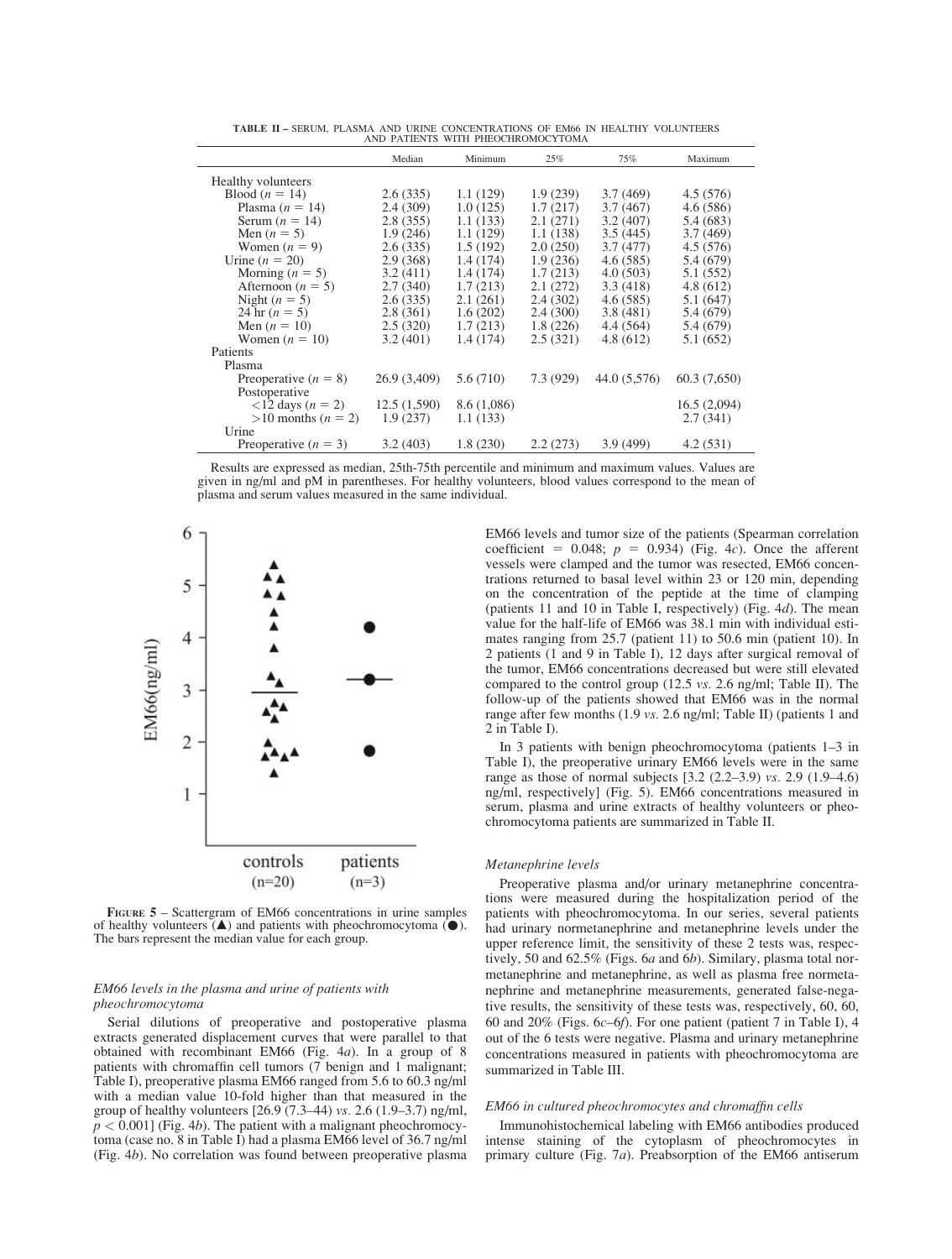**TABLE II** – SERUM, PLASMA AND URINE CONCENTRATIONS OF EM66 IN HEALTHY VOLUNTEERS AND PATIENTS WITH PHEOCHROMOCYTOMA

| | Median | Minimum | 25% | 75% | Maximum |
|---|---|---|---|---|---|
| Healthy volunteers | | | | | |
| Blood ($n = 14$) | 2.6 (335) | 1.1 (129) | 1.9 (239) | 3.7 (469) | 4.5 (576) |
| Plasma ($n = 14$) | 2.4 (309) | 1.0 (125) | 1.7 (217) | 3.7 (467) | 4.6 (586) |
| Serum ($n = 14$) | 2.8 (355) | 1.1 (133) | 2.1 (271) | 3.2 (407) | 5.4 (683) |
| Men ($n = 5$) | 1.9 (246) | 1.1 (129) | 1.1 (138) | 3.5 (445) | 3.7 (469) |
| Women ($n = 9$) | 2.6 (335) | 1.5 (192) | 2.0 (250) | 3.7 (477) | 4.5 (576) |
| Urine ($n = 20$) | 2.9 (368) | 1.4 (174) | 1.9 (236) | 4.6 (585) | 5.4 (679) |
| Morning ($n = 5$) | 3.2 (411) | 1.4 (174) | 1.7 (213) | 4.0 (503) | 5.1 (552) |
| Afternoon ($n = 5$) | 2.7 (340) | 1.7 (213) | 2.1 (272) | 3.3 (418) | 4.8 (612) |
| Night ($n = 5$) | 2.6 (335) | 2.1 (261) | 2.4 (302) | 4.6 (585) | 5.1 (647) |
| 24 hr ($n = 5$) | 2.8 (361) | 1.6 (202) | 2.4 (300) | 3.8 (481) | 5.4 (679) |
| Men ($n = 10$) | 2.5 (320) | 1.7 (213) | 1.8 (226) | 4.4 (564) | 5.4 (679) |
| Women ($n = 10$) | 3.2 (401) | 1.4 (174) | 2.5 (321) | 4.8 (612) | 5.1 (652) |
| Patients | | | | | |
| Plasma | | | | | |
| Preoperative ($n = 8$) | 26.9 (3,409) | 5.6 (710) | 7.3 (929) | 44.0 (5,576) | 60.3 (7,650) |
| Postoperative | | | | | |
| <12 days ($n = 2$) | 12.5 (1,590) | 8.6 (1,086) | | | 16.5 (2,094) |
| >10 months ($n = 2$) | 1.9 (237) | 1.1 (133) | | | 2.7 (341) |
| Urine | | | | | |
| Preoperative ($n = 3$) | 3.2 (403) | 1.8 (230) | 2.2 (273) | 3.9 (499) | 4.2 (531) |

Results are expressed as median, 25th-75th percentile and minimum and maximum values. Values are given in ng/ml and pM in parentheses. For healthy volunteers, blood values correspond to the mean of plasma and serum values measured in the same individual.

**FIGURE 5** – Scattergram of EM66 concentrations in urine samples of healthy volunteers (▲) and patients with pheochromocytoma (●). The bars represent the median value for each group.

### *EM66 levels in the plasma and urine of patients with pheochromocytoma*

Serial dilutions of preoperative and postoperative plasma extracts generated displacement curves that were parallel to that obtained with recombinant EM66 (Fig. 4*a*). In a group of 8 patients with chromaffin cell tumors (7 benign and 1 malignant; Table I), preoperative plasma EM66 ranged from 5.6 to 60.3 ng/ml with a median value 10-fold higher than that measured in the group of healthy volunteers [26.9 (7.3–44) *vs.* 2.6 (1.9–3.7) ng/ml, $p < 0.001$] (Fig. 4*b*). The patient with a malignant pheochromocytoma (case no. 8 in Table I) had a plasma EM66 level of 36.7 ng/ml (Fig. 4*b*). No correlation was found between preoperative plasma EM66 levels and tumor size of the patients (Spearman correlation coefficient = 0.048; $p = 0.934$) (Fig. 4*c*). Once the afferent vessels were clamped and the tumor was resected, EM66 concentrations returned to basal level within 23 or 120 min, depending on the concentration of the peptide at the time of clamping (patients 11 and 10 in Table I, respectively) (Fig. 4*d*). The mean value for the half-life of EM66 was 38.1 min with individual estimates ranging from 25.7 (patient 11) to 50.6 min (patient 10). In 2 patients (1 and 9 in Table I), 12 days after surgical removal of the tumor, EM66 concentrations decreased but were still elevated compared to the control group (12.5 *vs.* 2.6 ng/ml; Table II). The follow-up of the patients showed that EM66 was in the normal range after few months (1.9 *vs.* 2.6 ng/ml; Table II) (patients 1 and 2 in Table I).

In 3 patients with benign pheochromocytoma (patients 1–3 in Table I), the preoperative urinary EM66 levels were in the same range as those of normal subjects [3.2 (2.2–3.9) *vs.* 2.9 (1.9–4.6) ng/ml, respectively] (Fig. 5). EM66 concentrations measured in serum, plasma and urine extracts of healthy volunteers or pheochromocytoma patients are summarized in Table II.

### *Metanephrine levels*

Preoperative plasma and/or urinary metanephrine concentrations were measured during the hospitalization period of the patients with pheochromocytoma. In our series, several patients had urinary normetanephrine and metanephrine levels under the upper reference limit, the sensitivity of these 2 tests was, respectively, 50 and 62.5% (Figs. 6*a* and 6*b*). Similary, plasma total normetanephrine and metanephrine, as well as plasma free normetanephrine and metanephrine measurements, generated false-negative results, the sensitivity of these tests was, respectively, 60, 60, 60 and 20% (Figs. 6*c*–6*f*). For one patient (patient 7 in Table I), 4 out of the 6 tests were negative. Plasma and urinary metanephrine concentrations measured in patients with pheochromocytoma are summarized in Table III.

### *EM66 in cultured pheochromocytes and chromaffin cells*

Immunohistochemical labeling with EM66 antibodies produced intense staining of the cytoplasm of pheochromocytes in primary culture (Fig. 7*a*). Preabsorption of the EM66 antiserum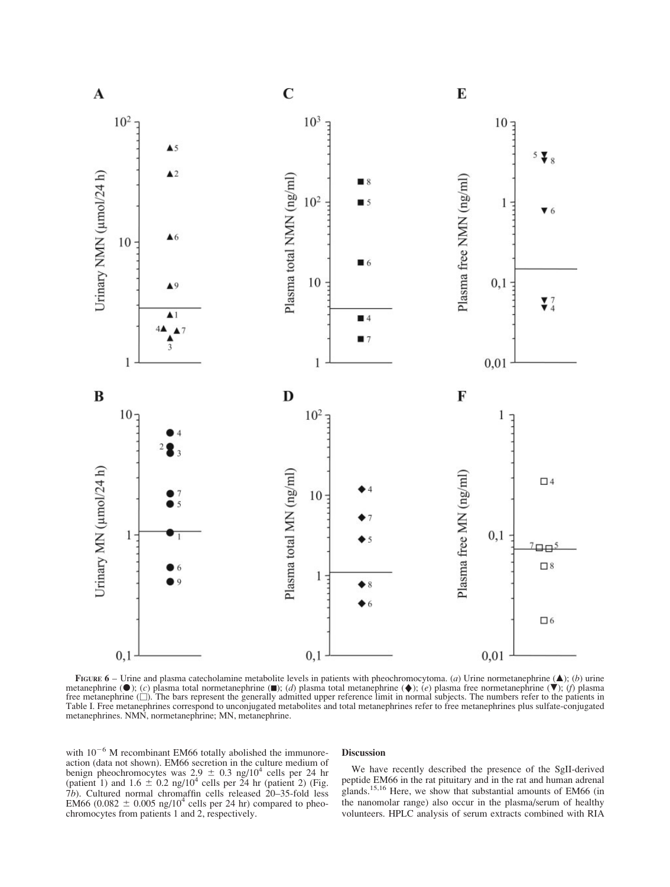**Figure 6** – Urine and plasma catecholamine metabolite levels in patients with pheochromocytoma. (*a*) Urine normetanephrine (▲); (*b*) urine metanephrine (●); (*c*) plasma total normetanephrine (■); (*d*) plasma total metanephrine (◆); (*e*) plasma free normetanephrine (▼); (*f*) plasma free metanephrine (□). The bars represent the generally admitted upper reference limit in normal subjects. The numbers refer to the patients in Table I. Free metanephrines correspond to unconjugated metabolites and total metanephrines refer to free metanephrines plus sulfate-conjugated metanephrines. NMN, normetanephrine; MN, metanephrine.

with $10^{-6}$ M recombinant EM66 totally abolished the immunoreaction (data not shown). EM66 secretion in the culture medium of benign pheochromocytes was $2.9 \pm 0.3$ ng/$10^4$ cells per 24 hr (patient 1) and $1.6 \pm 0.2$ ng/$10^4$ cells per 24 hr (patient 2) (Fig. 7*b*). Cultured normal chromaffin cells released 20–35-fold less EM66 ($0.082 \pm 0.005$ ng/$10^4$ cells per 24 hr) compared to pheochromocytes from patients 1 and 2, respectively.

## Discussion

We have recently described the presence of the SgII-derived peptide EM66 in the rat pituitary and in the rat and human adrenal glands.[15,16] Here, we show that substantial amounts of EM66 (in the nanomolar range) also occur in the plasma/serum of healthy volunteers. HPLC analysis of serum extracts combined with RIA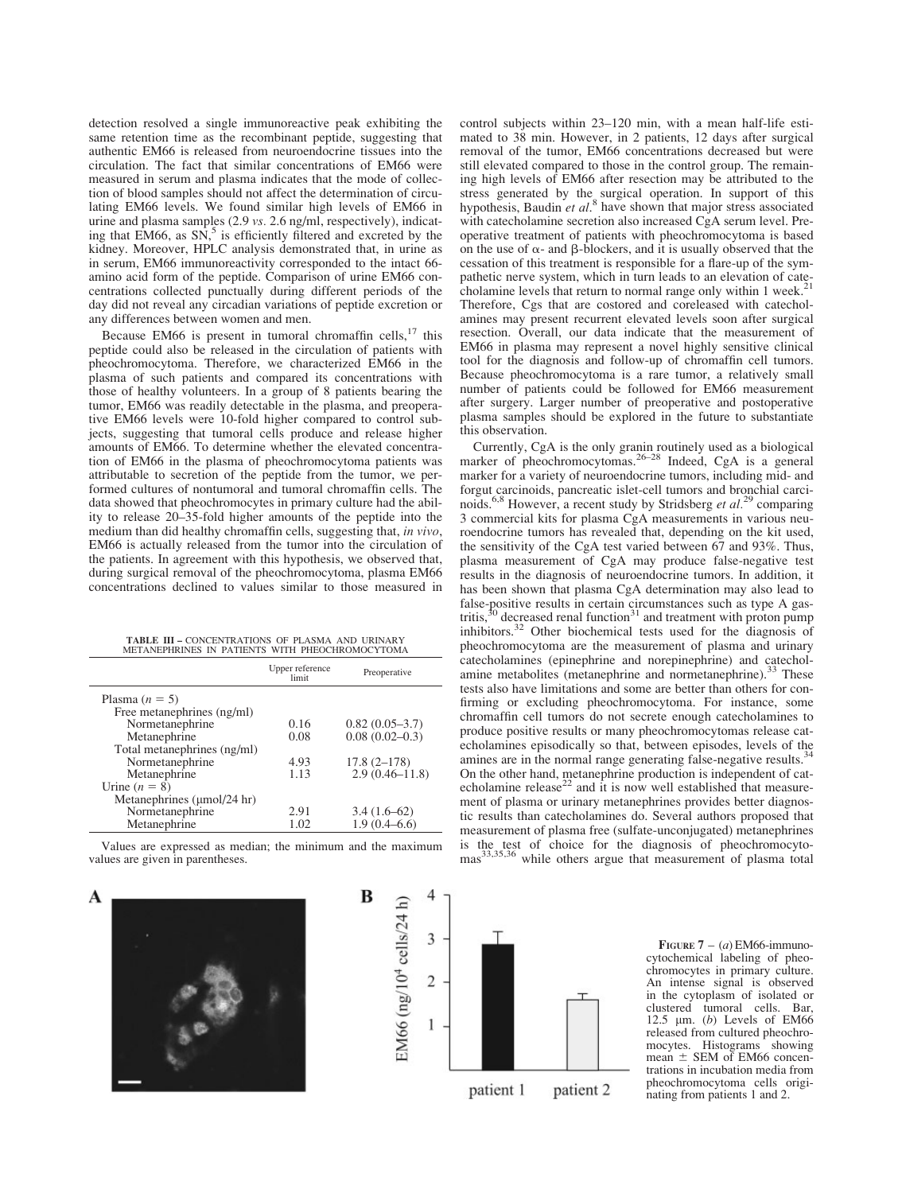detection resolved a single immunoreactive peak exhibiting the same retention time as the recombinant peptide, suggesting that authentic EM66 is released from neuroendocrine tissues into the circulation. The fact that similar concentrations of EM66 were measured in serum and plasma indicates that the mode of collection of blood samples should not affect the determination of circulating EM66 levels. We found similar high levels of EM66 in urine and plasma samples (2.9 *vs.* 2.6 ng/ml, respectively), indicating that EM66, as SN,[5] is efficiently filtered and excreted by the kidney. Moreover, HPLC analysis demonstrated that, in urine as in serum, EM66 immunoreactivity corresponded to the intact 66-amino acid form of the peptide. Comparison of urine EM66 concentrations collected punctually during different periods of the day did not reveal any circadian variations of peptide excretion or any differences between women and men.

Because EM66 is present in tumoral chromaffin cells,[17] this peptide could also be released in the circulation of patients with pheochromocytoma. Therefore, we characterized EM66 in the plasma of such patients and compared its concentrations with those of healthy volunteers. In a group of 8 patients bearing the tumor, EM66 was readily detectable in the plasma, and preoperative EM66 levels were 10-fold higher compared to control subjects, suggesting that tumoral cells produce and release higher amounts of EM66. To determine whether the elevated concentration of EM66 in the plasma of pheochromocytoma patients was attributable to secretion of the peptide from the tumor, we performed cultures of nontumoral and tumoral chromaffin cells. The data showed that pheochromocytes in primary culture had the ability to release 20–35-fold higher amounts of the peptide into the medium than did healthy chromaffin cells, suggesting that, *in vivo*, EM66 is actually released from the tumor into the circulation of the patients. In agreement with this hypothesis, we observed that, during surgical removal of the pheochromocytoma, plasma EM66 concentrations declined to values similar to those measured in control subjects within 23–120 min, with a mean half-life estimated to 38 min. However, in 2 patients, 12 days after surgical removal of the tumor, EM66 concentrations decreased but were still elevated compared to those in the control group. The remaining high levels of EM66 after resection may be attributed to the stress generated by the surgical operation. In support of this hypothesis, Baudin *et al*.[8] have shown that major stress associated with catecholamine secretion also increased CgA serum level. Preoperative treatment of patients with pheochromocytoma is based on the use of α- and β-blockers, and it is usually observed that the cessation of this treatment is responsible for a flare-up of the sympathetic nerve system, which in turn leads to an elevation of catecholamine levels that return to normal range only within 1 week.[21] Therefore, Cgs that are costored and coreleased with catecholamines may present recurrent elevated levels soon after surgical resection. Overall, our data indicate that the measurement of EM66 in plasma may represent a novel highly sensitive clinical tool for the diagnosis and follow-up of chromaffin cell tumors. Because pheochromocytoma is a rare tumor, a relatively small number of patients could be followed for EM66 measurement after surgery. Larger number of preoperative and postoperative plasma samples should be explored in the future to substantiate this observation.

**TABLE III** – CONCENTRATIONS OF PLASMA AND URINARY METANEPHRINES IN PATIENTS WITH PHEOCHROMOCYTOMA

| | Upper reference limit | Preoperative |
|---|---|---|
| Plasma ($n = 5$) | | |
| Free metanephrines (ng/ml) | | |
| Normetanephrine | 0.16 | 0.82 (0.05–3.7) |
| Metanephrine | 0.08 | 0.08 (0.02–0.3) |
| Total metanephrines (ng/ml) | | |
| Normetanephrine | 4.93 | 17.8 (2–178) |
| Metanephrine | 1.13 | 2.9 (0.46–11.8) |
| Urine ($n = 8$) | | |
| Metanephrines (μmol/24 hr) | | |
| Normetanephrine | 2.91 | 3.4 (1.6–62) |
| Metanephrine | 1.02 | 1.9 (0.4–6.6) |

Values are expressed as median; the minimum and the maximum values are given in parentheses.

Currently, CgA is the only granin routinely used as a biological marker of pheochromocytomas.[26–28] Indeed, CgA is a general marker for a variety of neuroendocrine tumors, including mid- and forgut carcinoids, pancreatic islet-cell tumors and bronchial carcinoids.[6,8] However, a recent study by Stridsberg *et al*.[29] comparing 3 commercial kits for plasma CgA measurements in various neuroendocrine tumors has revealed that, depending on the kit used, the sensitivity of the CgA test varied between 67 and 93%. Thus, plasma measurement of CgA may produce false-negative test results in the diagnosis of neuroendocrine tumors. In addition, it has been shown that plasma CgA determination may also lead to false-positive results in certain circumstances such as type A gastritis,[30] decreased renal function[31] and treatment with proton pump inhibitors.[32] Other biochemical tests used for the diagnosis of pheochromocytoma are the measurement of plasma and urinary catecholamines (epinephrine and norepinephrine) and catecholamine metabolites (metanephrine and normetanephrine).[33] These tests also have limitations and some are better than others for confirming or excluding pheochromocytoma. For instance, some chromaffin cell tumors do not secrete enough catecholamines to produce positive results or many pheochromocytomas release catecholamines episodically so that, between episodes, levels of the amines are in the normal range generating false-negative results.[34] On the other hand, metanephrine production is independent of catecholamine release[22] and it is now well established that measurement of plasma or urinary metanephrines provides better diagnostic results than catecholamines do. Several authors proposed that measurement of plasma free (sulfate-unconjugated) metanephrines is the test of choice for the diagnosis of pheochromocytomas[33,35,36] while others argue that measurement of plasma total

**FIGURE 7** – (*a*) EM66-immunocytochemical labeling of pheochromocytes in primary culture. An intense signal is observed in the cytoplasm of isolated or clustered tumoral cells. Bar, 12.5 μm. (*b*) Levels of EM66 released from cultured pheochromocytes. Histograms showing mean ± SEM of EM66 concentrations in incubation media from pheochromocytoma cells originating from patients 1 and 2.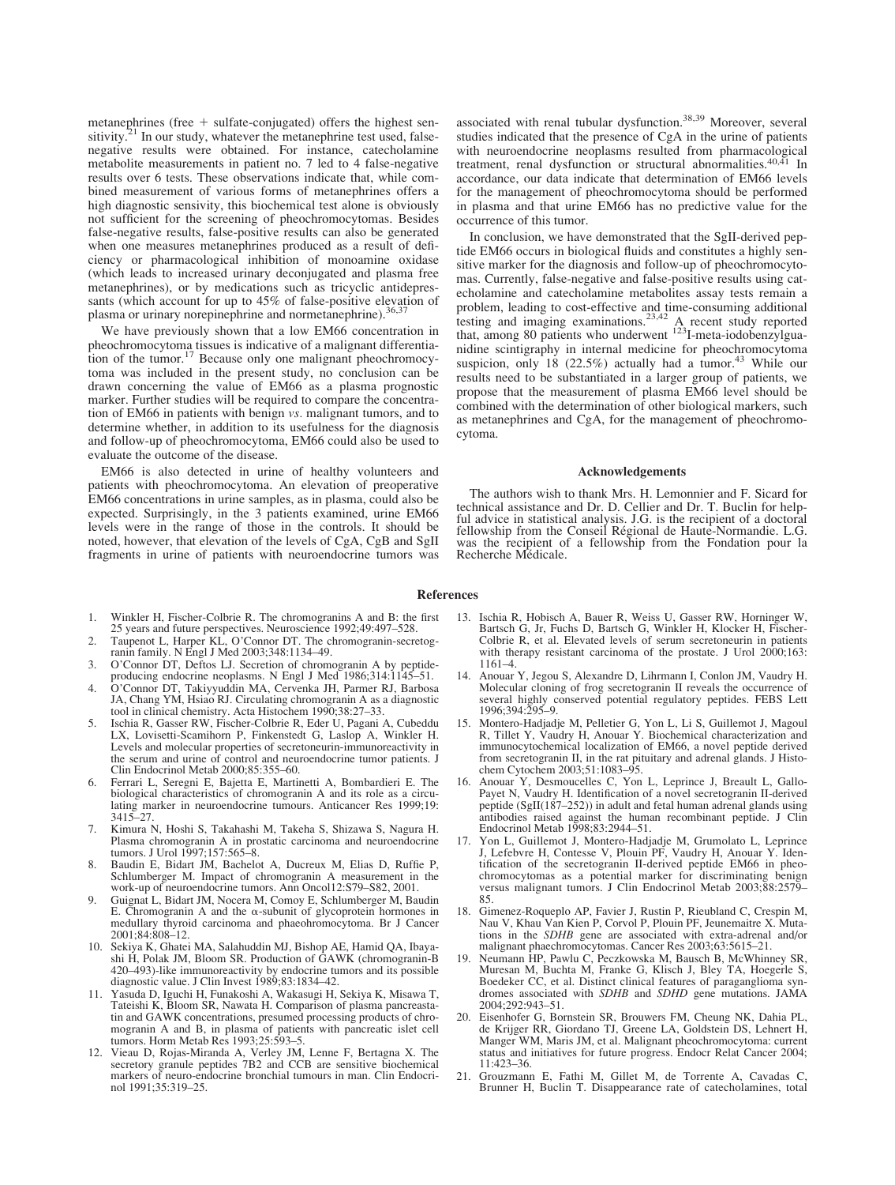metanephrines (free + sulfate-conjugated) offers the highest sensitivity.[21] In our study, whatever the metanephrine test used, false-negative results were obtained. For instance, catecholamine metabolite measurements in patient no. 7 led to 4 false-negative results over 6 tests. These observations indicate that, while combined measurement of various forms of metanephrines offers a high diagnostic sensivity, this biochemical test alone is obviously not sufficient for the screening of pheochromocytomas. Besides false-negative results, false-positive results can also be generated when one measures metanephrines produced as a result of deficiency or pharmacological inhibition of monoamine oxidase (which leads to increased urinary deconjugated and plasma free metanephrines), or by medications such as tricyclic antidepressants (which account for up to 45% of false-positive elevation of plasma or urinary norepinephrine and normetanephrine).[36,37]

We have previously shown that a low EM66 concentration in pheochromocytoma tissues is indicative of a malignant differentiation of the tumor.[17] Because only one malignant pheochromocytoma was included in the present study, no conclusion can be drawn concerning the value of EM66 as a plasma prognostic marker. Further studies will be required to compare the concentration of EM66 in patients with benign *vs.* malignant tumors, and to determine whether, in addition to its usefulness for the diagnosis and follow-up of pheochromocytoma, EM66 could also be used to evaluate the outcome of the disease.

EM66 is also detected in urine of healthy volunteers and patients with pheochromocytoma. An elevation of preoperative EM66 concentrations in urine samples, as in plasma, could also be expected. Surprisingly, in the 3 patients examined, urine EM66 levels were in the range of those in the controls. It should be noted, however, that elevation of the levels of CgA, CgB and SgII fragments in urine of patients with neuroendocrine tumors was associated with renal tubular dysfunction.[38,39] Moreover, several studies indicated that the presence of CgA in the urine of patients with neuroendocrine neoplasms resulted from pharmacological treatment, renal dysfunction or structural abnormalities.[40,41] In accordance, our data indicate that determination of EM66 levels for the management of pheochromocytoma should be performed in plasma and that urine EM66 has no predictive value for the occurrence of this tumor.

In conclusion, we have demonstrated that the SgII-derived peptide EM66 occurs in biological fluids and constitutes a highly sensitive marker for the diagnosis and follow-up of pheochromocytomas. Currently, false-negative and false-positive results using catecholamine and catecholamine metabolites assay tests remain a problem, leading to cost-effective and time-consuming additional testing and imaging examinations.[23,42] A recent study reported that, among 80 patients who underwent $^{123}$I-meta-iodobenzylguanidine scintigraphy in internal medicine for pheochromocytoma suspicion, only 18 (22.5%) actually had a tumor.[43] While our results need to be substantiated in a larger group of patients, we propose that the measurement of plasma EM66 level should be combined with the determination of other biological markers, such as metanephrines and CgA, for the management of pheochromocytoma.

## Acknowledgements

The authors wish to thank Mrs. H. Lemonnier and F. Sicard for technical assistance and Dr. D. Cellier and Dr. T. Buclin for helpful advice in statistical analysis. J.G. is the recipient of a doctoral fellowship from the Conseil Régional de Haute-Normandie. L.G. was the recipient of a fellowship from the Fondation pour la Recherche Médicale.

## References

1. Winkler H, Fischer-Colbrie R. The chromogranins A and B: the first 25 years and future perspectives. Neuroscience 1992;49:497–528.
2. Taupenot L, Harper KL, O'Connor DT. The chromogranin-secretogranin family. N Engl J Med 2003;348:1134–49.
3. O'Connor DT, Deftos LJ. Secretion of chromogranin A by peptide-producing endocrine neoplasms. N Engl J Med 1986;314:1145–51.
4. O'Connor DT, Takiyyuddin MA, Cervenka JH, Parmer RJ, Barbosa JA, Chang YM, Hsiao RJ. Circulating chromogranin A as a diagnostic tool in clinical chemistry. Acta Histochem 1990;38:27–33.
5. Ischia R, Gasser RW, Fischer-Colbrie R, Eder U, Pagani A, Cubeddu LX, Lovisetti-Scamihorn P, Finkenstedt G, Laslop A, Winkler H. Levels and molecular properties of secretoneurin-immunoreactivity in the serum and urine of control and neuroendocrine tumor patients. J Clin Endocrinol Metab 2000;85:355–60.
6. Ferrari L, Seregni E, Bajetta E, Martinetti A, Bombardieri E. The biological characteristics of chromogranin A and its role as a circulating marker in neuroendocrine tumours. Anticancer Res 1999;19: 3415–27.
7. Kimura N, Hoshi S, Takahashi M, Takeha S, Shizawa S, Nagura H. Plasma chromogranin A in prostatic carcinoma and neuroendocrine tumors. J Urol 1997;157:565–8.
8. Baudin E, Bidart JM, Bachelot A, Ducreux M, Elias D, Ruffie P, Schlumberger M. Impact of chromogranin A measurement in the work-up of neuroendocrine tumors. Ann Oncol12:S79–S82, 2001.
9. Guignat L, Bidart JM, Nocera M, Comoy E, Schlumberger M, Baudin E. Chromogranin A and the α-subunit of glycoprotein hormones in medullary thyroid carcinoma and phaeochromocytoma. Br J Cancer 2001;84:808–12.
10. Sekiya K, Ghatei MA, Salahuddin MJ, Bishop AE, Hamid QA, Ibayashi H, Polak JM, Bloom SR. Production of GAWK (chromogranin-B 420–493)-like immunoreactivity by endocrine tumors and its possible diagnostic value. J Clin Invest 1989;83:1834–42.
11. Yasuda D, Iguchi H, Funakoshi A, Wakasugi H, Sekiya K, Misawa T, Tateishi K, Bloom SR, Nawata H. Comparison of plasma pancreastatin and GAWK concentrations, presumed processing products of chromogranin A and B, in plasma of patients with pancreatic islet cell tumors. Horm Metab Res 1993;25:593–5.
12. Vieau D, Rojas-Miranda A, Verley JM, Lenne F, Bertagna X. The secretory granule peptides 7B2 and CCB are sensitive biochemical markers of neuro-endocrine bronchial tumours in man. Clin Endocrinol 1991;35:319–25.
13. Ischia R, Hobisch A, Bauer R, Weiss U, Gasser RW, Horninger W, Bartsch G, Jr, Fuchs D, Bartsch G, Winkler H, Klocker H, Fischer-Colbrie R, et al. Elevated levels of serum secretoneurin in patients with therapy resistant carcinoma of the prostate. J Urol 2000;163: 1161–4.
14. Anouar Y, Jegou S, Alexandre D, Lihrmann I, Conlon JM, Vaudry H. Molecular cloning of frog secretogranin II reveals the occurrence of several highly conserved potential regulatory peptides. FEBS Lett 1996;394:295–9.
15. Montero-Hadjadje M, Pelletier G, Yon L, Li S, Guillemot J, Magoul R, Tillet Y, Vaudry H, Anouar Y. Biochemical characterization and immunocytochemical localization of EM66, a novel peptide derived from secretogranin II, in the rat pituitary and adrenal glands. J Histochem Cytochem 2003;51:1083–95.
16. Anouar Y, Desmoucelles C, Yon L, Leprince J, Breault L, Gallo-Payet N, Vaudry H. Identification of a novel secretogranin II-derived peptide (SgII(187–252)) in adult and fetal human adrenal glands using antibodies raised against the human recombinant peptide. J Clin Endocrinol Metab 1998;83:2944–51.
17. Yon L, Guillemot J, Montero-Hadjadje M, Grumolato L, Leprince J, Lefebvre H, Contesse V, Plouin PF, Vaudry H, Anouar Y. Identification of the secretogranin II-derived peptide EM66 in pheochromocytomas as a potential marker for discriminating benign versus malignant tumors. J Clin Endocrinol Metab 2003;88:2579–85.
18. Gimenez-Roqueplo AP, Favier J, Rustin P, Rieubland C, Crespin M, Nau V, Khau Van Kien P, Corvol P, Plouin PF, Jeunemaitre X. Mutations in the *SDHB* gene are associated with extra-adrenal and/or malignant phaechromocytomas. Cancer Res 2003;63:5615–21.
19. Neumann HP, Pawlu C, Peczkowska M, Bausch B, McWhinney SR, Muresan M, Buchta M, Franke G, Klisch J, Bley TA, Hoegerle S, Boedeker CC, et al. Distinct clinical features of paraganglioma syndromes associated with *SDHB* and *SDHD* gene mutations. JAMA 2004;292:943–51.
20. Eisenhofer G, Bornstein SR, Brouwers FM, Cheung NK, Dahia PL, de Krijger RR, Giordano TJ, Greene LA, Goldstein DS, Lehnert H, Manger WM, Maris JM, et al. Malignant pheochromocytoma: current status and initiatives for future progress. Endocr Relat Cancer 2004; 11:423–36.
21. Grouzmann E, Fathi M, Gillet M, de Torrente A, Cavadas C, Brunner H, Buclin T. Disappearance rate of catecholamines, total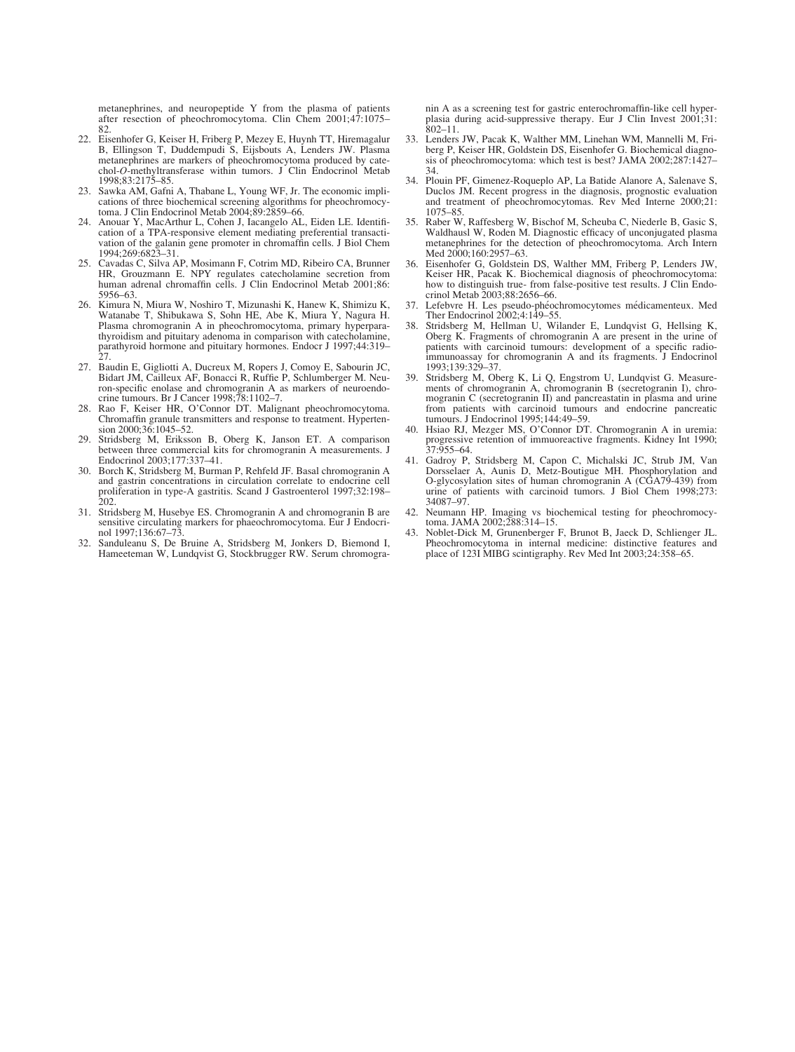metanephrines, and neuropeptide Y from the plasma of patients after resection of pheochromocytoma. Clin Chem 2001;47:1075–82.

22. Eisenhofer G, Keiser H, Friberg P, Mezey E, Huynh TT, Hiremagalur B, Ellingson T, Duddempudi S, Eijsbouts A, Lenders JW. Plasma metanephrines are markers of pheochromocytoma produced by catechol-*O*-methyltransferase within tumors. J Clin Endocrinol Metab 1998;83:2175–85.
23. Sawka AM, Gafni A, Thabane L, Young WF, Jr. The economic implications of three biochemical screening algorithms for pheochromocytoma. J Clin Endocrinol Metab 2004;89:2859–66.
24. Anouar Y, MacArthur L, Cohen J, Iacangelo AL, Eiden LE. Identification of a TPA-responsive element mediating preferential transactivation of the galanin gene promoter in chromaffin cells. J Biol Chem 1994;269:6823–31.
25. Cavadas C, Silva AP, Mosimann F, Cotrim MD, Ribeiro CA, Brunner HR, Grouzmann E. NPY regulates catecholamine secretion from human adrenal chromaffin cells. J Clin Endocrinol Metab 2001;86:5956–63.
26. Kimura N, Miura W, Noshiro T, Mizunashi K, Hanew K, Shimizu K, Watanabe T, Shibukawa S, Sohn HE, Abe K, Miura Y, Nagura H. Plasma chromogranin A in pheochromocytoma, primary hyperparathyroidism and pituitary adenoma in comparison with catecholamine, parathyroid hormone and pituitary hormones. Endocr J 1997;44:319–27.
27. Baudin E, Gigliotti A, Ducreux M, Ropers J, Comoy E, Sabourin JC, Bidart JM, Cailleux AF, Bonacci R, Ruffie P, Schlumberger M. Neuron-specific enolase and chromogranin A as markers of neuroendocrine tumours. Br J Cancer 1998;78:1102–7.
28. Rao F, Keiser HR, O'Connor DT. Malignant pheochromocytoma. Chromaffin granule transmitters and response to treatment. Hypertension 2000;36:1045–52.
29. Stridsberg M, Eriksson B, Oberg K, Janson ET. A comparison between three commercial kits for chromogranin A measurements. J Endocrinol 2003;177:337–41.
30. Borch K, Stridsberg M, Burman P, Rehfeld JF. Basal chromogranin A and gastrin concentrations in circulation correlate to endocrine cell proliferation in type-A gastritis. Scand J Gastroenterol 1997;32:198–202.
31. Stridsberg M, Husebye ES. Chromogranin A and chromogranin B are sensitive circulating markers for phaeochromocytoma. Eur J Endocrinol 1997;136:67–73.
32. Sanduleanu S, De Bruine A, Stridsberg M, Jonkers D, Biemond I, Hameeteman W, Lundqvist G, Stockbrugger RW. Serum chromogranin A as a screening test for gastric enterochromaffin-like cell hyperplasia during acid-suppressive therapy. Eur J Clin Invest 2001;31:802–11.
33. Lenders JW, Pacak K, Walther MM, Linehan WM, Mannelli M, Friberg P, Keiser HR, Goldstein DS, Eisenhofer G. Biochemical diagnosis of pheochromocytoma: which test is best? JAMA 2002;287:1427–34.
34. Plouin PF, Gimenez-Roqueplo AP, La Batide Alanore A, Salenave S, Duclos JM. Recent progress in the diagnosis, prognostic evaluation and treatment of pheochromocytomas. Rev Med Interne 2000;21:1075–85.
35. Raber W, Raffesberg W, Bischof M, Scheuba C, Niederle B, Gasic S, Waldhausl W, Roden M. Diagnostic efficacy of unconjugated plasma metanephrines for the detection of pheochromocytoma. Arch Intern Med 2000;160:2957–63.
36. Eisenhofer G, Goldstein DS, Walther MM, Friberg P, Lenders JW, Keiser HR, Pacak K. Biochemical diagnosis of pheochromocytoma: how to distinguish true- from false-positive test results. J Clin Endocrinol Metab 2003;88:2656–66.
37. Lefebvre H. Les pseudo-phéochromocytomes médicamenteux. Med Ther Endocrinol 2002;4:149–55.
38. Stridsberg M, Hellman U, Wilander E, Lundqvist G, Hellsing K, Oberg K. Fragments of chromogranin A are present in the urine of patients with carcinoid tumours: development of a specific radioimmunoassay for chromogranin A and its fragments. J Endocrinol 1993;139:329–37.
39. Stridsberg M, Oberg K, Li Q, Engstrom U, Lundqvist G. Measurements of chromogranin A, chromogranin B (secretogranin I), chromogranin C (secretogranin II) and pancreastatin in plasma and urine from patients with carcinoid tumours and endocrine pancreatic tumours. J Endocrinol 1995;144:49–59.
40. Hsiao RJ, Mezger MS, O'Connor DT. Chromogranin A in uremia: progressive retention of immuoreactive fragments. Kidney Int 1990;37:955–64.
41. Gadroy P, Stridsberg M, Capon C, Michalski JC, Strub JM, Van Dorsselaer A, Aunis D, Metz-Boutigue MH. Phosphorylation and O-glycosylation sites of human chromogranin A (CGA79-439) from urine of patients with carcinoid tumors. J Biol Chem 1998;273:34087–97.
42. Neumann HP. Imaging vs biochemical testing for pheochromocytoma. JAMA 2002;288:314–15.
43. Noblet-Dick M, Grunenberger F, Brunot B, Jaeck D, Schlienger JL. Pheochromocytoma in internal medicine: distinctive features and place of 123I MIBG scintigraphy. Rev Med Int 2003;24:358–65.